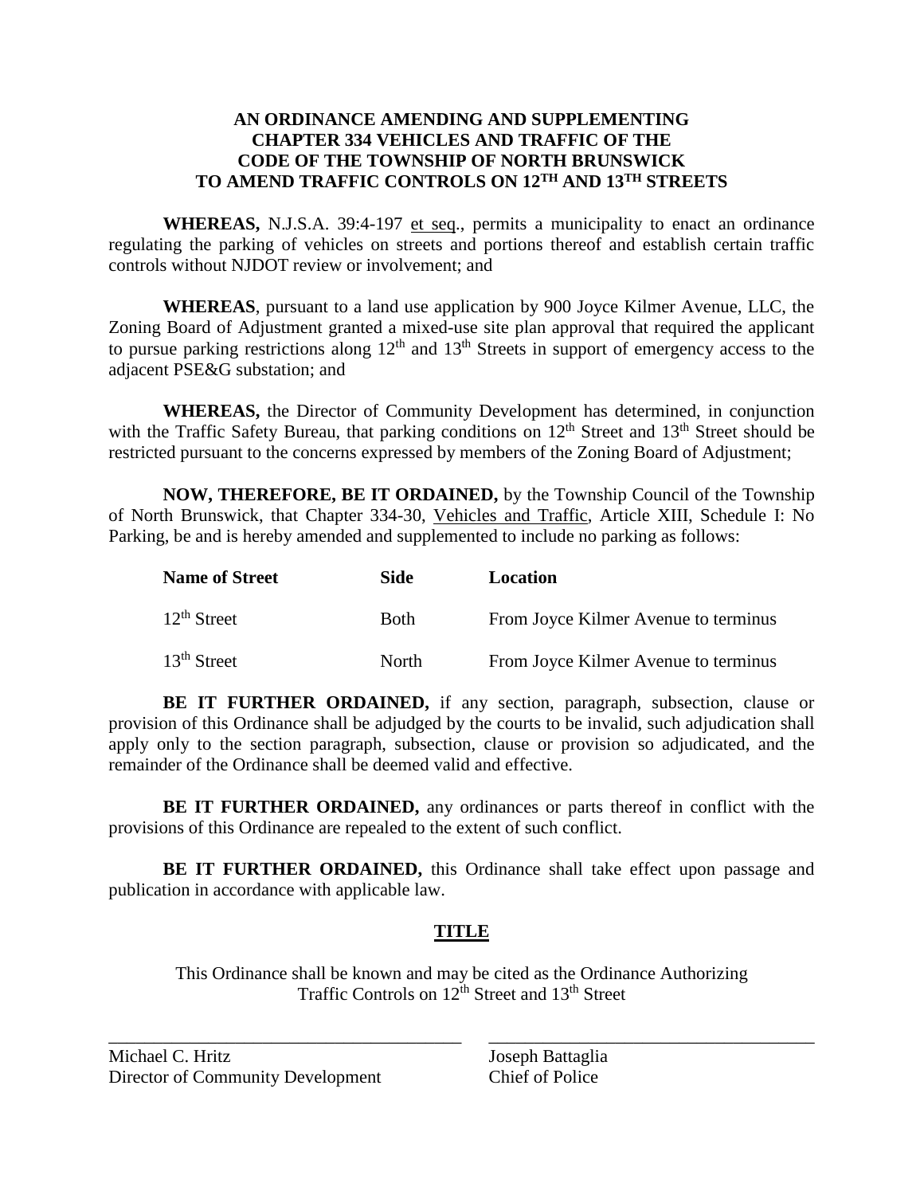# AN ORDINANCE AMENDING AND SUPPLEMENTING CHAPTER 334 VEHICLES AND TRAFFIC OF THE CODE OF THE TOWNSHIP OF NORTH BRUNSWICK TO AMEND TRAFFIC CONTROLS ON 12TH AND 13TH STREETS

**WHEREAS,** N.J.S.A. 39:4-197 et seq., permits a municipality to enact an ordinance regulating the parking of vehicles on streets and portions thereof and establish certain traffic controls without NJDOT review or involvement; and

**WHEREAS**, pursuant to a land use application by 900 Joyce Kilmer Avenue, LLC, the Zoning Board of Adjustment granted a mixed-use site plan approval that required the applicant to pursue parking restrictions along 12th and 13th Streets in support of emergency access to the adjacent PSE&G substation; and

**WHEREAS,** the Director of Community Development has determined, in conjunction with the Traffic Safety Bureau, that parking conditions on 12th Street and 13th Street should be restricted pursuant to the concerns expressed by members of the Zoning Board of Adjustment;

**NOW, THEREFORE, BE IT ORDAINED,** by the Township Council of the Township of North Brunswick, that Chapter 334-30, Vehicles and Traffic, Article XIII, Schedule I: No Parking, be and is hereby amended and supplemented to include no parking as follows:

| Name of Street | Side | Location |
|---|---|---|
| 12th Street | Both | From Joyce Kilmer Avenue to terminus |
| 13th Street | North | From Joyce Kilmer Avenue to terminus |

**BE IT FURTHER ORDAINED,** if any section, paragraph, subsection, clause or provision of this Ordinance shall be adjudged by the courts to be invalid, such adjudication shall apply only to the section paragraph, subsection, clause or provision so adjudicated, and the remainder of the Ordinance shall be deemed valid and effective.

**BE IT FURTHER ORDAINED,** any ordinances or parts thereof in conflict with the provisions of this Ordinance are repealed to the extent of such conflict.

**BE IT FURTHER ORDAINED,** this Ordinance shall take effect upon passage and publication in accordance with applicable law.

## TITLE

This Ordinance shall be known and may be cited as the Ordinance Authorizing Traffic Controls on 12th Street and 13th Street

_______________________________________

Michael C. Hritz
Director of Community Development

_______________________________________

Joseph Battaglia
Chief of Police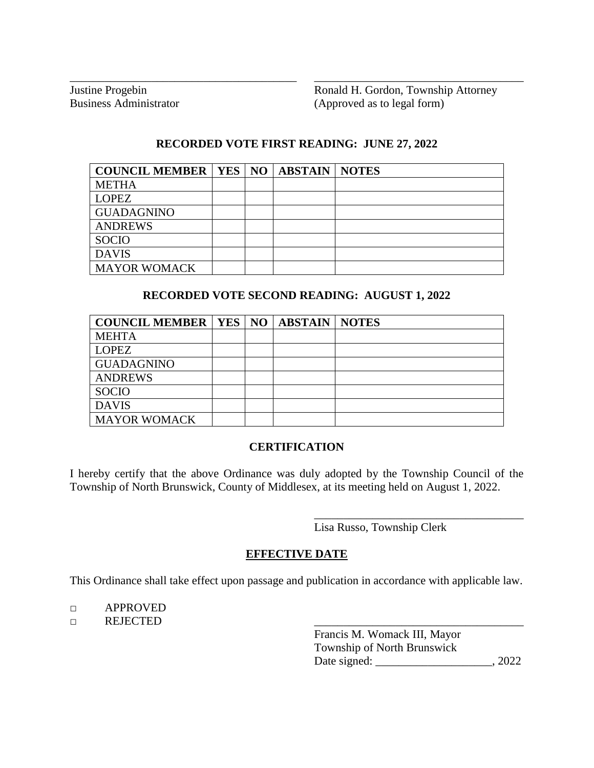______________________________________
Justine Progebin
Business Administrator

______________________________________
Ronald H. Gordon, Township Attorney
(Approved as to legal form)

**RECORDED VOTE FIRST READING: JUNE 27, 2022**

| COUNCIL MEMBER | YES | NO | ABSTAIN | NOTES |
|---|---|---|---|---|
| METHA | | | | |
| LOPEZ | | | | |
| GUADAGNINO | | | | |
| ANDREWS | | | | |
| SOCIO | | | | |
| DAVIS | | | | |
| MAYOR WOMACK | | | | |

**RECORDED VOTE SECOND READING: AUGUST 1, 2022**

| COUNCIL MEMBER | YES | NO | ABSTAIN | NOTES |
|---|---|---|---|---|
| MEHTA | | | | |
| LOPEZ | | | | |
| GUADAGNINO | | | | |
| ANDREWS | | | | |
| SOCIO | | | | |
| DAVIS | | | | |
| MAYOR WOMACK | | | | |

**CERTIFICATION**

I hereby certify that the above Ordinance was duly adopted by the Township Council of the Township of North Brunswick, County of Middlesex, at its meeting held on August 1, 2022.

______________________________________
Lisa Russo, Township Clerk

**EFFECTIVE DATE**

This Ordinance shall take effect upon passage and publication in accordance with applicable law.

□ APPROVED
□ REJECTED

______________________________________
Francis M. Womack III, Mayor
Township of North Brunswick
Date signed: ____________________, 2022